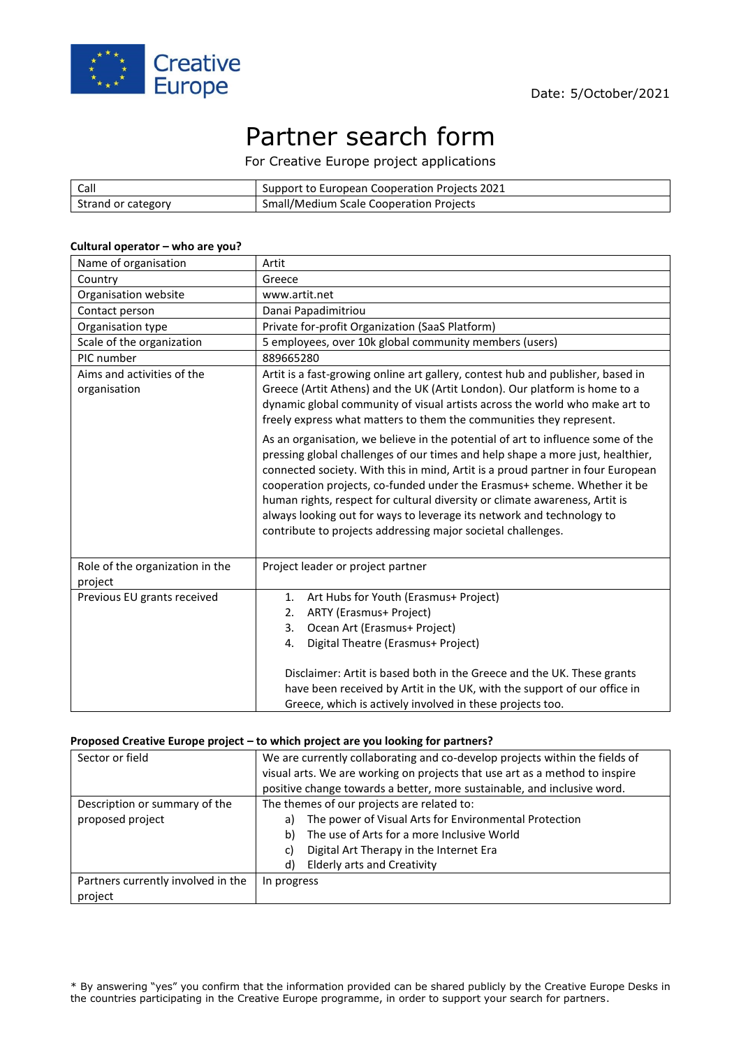Creative Europe

Date: 5/October/2021

# Partner search form

For Creative Europe project applications

| Call | Support to European Cooperation Projects 2021 |
|---|---|
| Strand or category | Small/Medium Scale Cooperation Projects |

**Cultural operator – who are you?**

| Name of organisation | Artit |
|---|---|
| Country | Greece |
| Organisation website | www.artit.net |
| Contact person | Danai Papadimitriou |
| Organisation type | Private for-profit Organization (SaaS Platform) |
| Scale of the organization | 5 employees, over 10k global community members (users) |
| PIC number | 889665280 |
| Aims and activities of the organisation | Artit is a fast-growing online art gallery, contest hub and publisher, based in Greece (Artit Athens) and the UK (Artit London). Our platform is home to a dynamic global community of visual artists across the world who make art to freely express what matters to them the communities they represent.<br><br>As an organisation, we believe in the potential of art to influence some of the pressing global challenges of our times and help shape a more just, healthier, connected society. With this in mind, Artit is a proud partner in four European cooperation projects, co-funded under the Erasmus+ scheme. Whether it be human rights, respect for cultural diversity or climate awareness, Artit is always looking out for ways to leverage its network and technology to contribute to projects addressing major societal challenges. |
| Role of the organization in the project | Project leader or project partner |
| Previous EU grants received | 1. Art Hubs for Youth (Erasmus+ Project)<br>2. ARTY (Erasmus+ Project)<br>3. Ocean Art (Erasmus+ Project)<br>4. Digital Theatre (Erasmus+ Project)<br><br>Disclaimer: Artit is based both in the Greece and the UK. These grants have been received by Artit in the UK, with the support of our office in Greece, which is actively involved in these projects too. |

**Proposed Creative Europe project – to which project are you looking for partners?**

| Sector or field | We are currently collaborating and co-develop projects within the fields of visual arts. We are working on projects that use art as a method to inspire positive change towards a better, more sustainable, and inclusive word. |
|---|---|
| Description or summary of the proposed project | The themes of our projects are related to:<br>a) The power of Visual Arts for Environmental Protection<br>b) The use of Arts for a more Inclusive World<br>c) Digital Art Therapy in the Internet Era<br>d) Elderly arts and Creativity |
| Partners currently involved in the project | In progress |

* By answering "yes" you confirm that the information provided can be shared publicly by the Creative Europe Desks in the countries participating in the Creative Europe programme, in order to support your search for partners.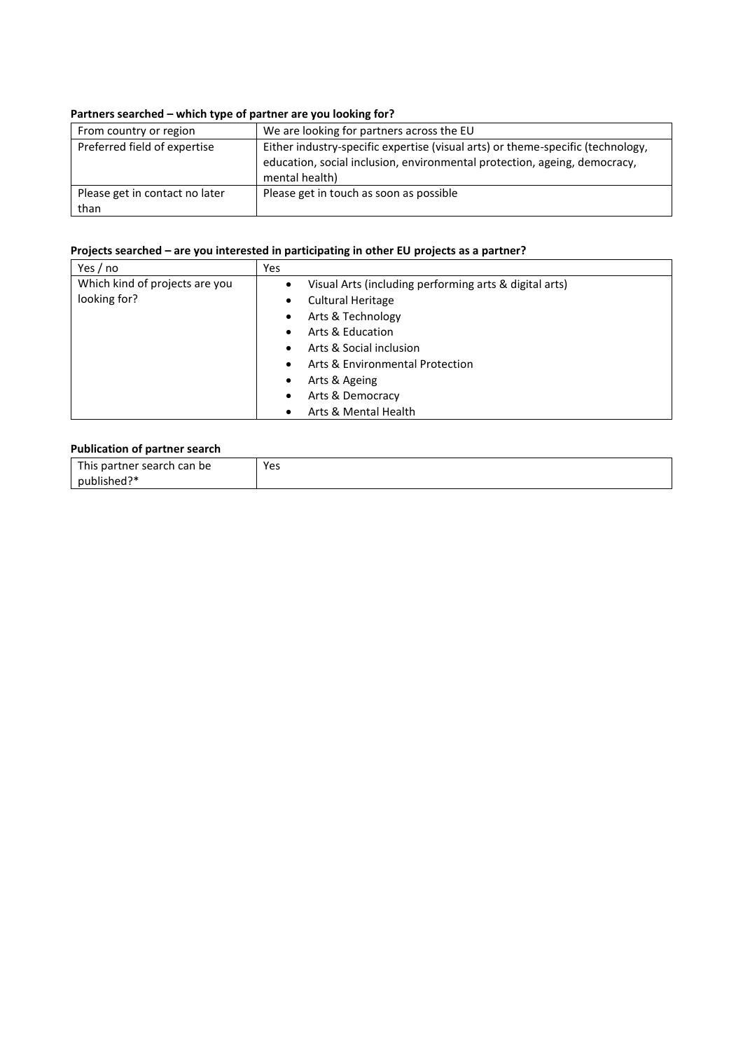**Partners searched – which type of partner are you looking for?**

| | |
|---|---|
| From country or region | We are looking for partners across the EU |
| Preferred field of expertise | Either industry-specific expertise (visual arts) or theme-specific (technology, education, social inclusion, environmental protection, ageing, democracy, mental health) |
| Please get in contact no later than | Please get in touch as soon as possible |

**Projects searched – are you interested in participating in other EU projects as a partner?**

| | |
|---|---|
| Yes / no | Yes |
| Which kind of projects are you looking for? | • Visual Arts (including performing arts & digital arts)<br>• Cultural Heritage<br>• Arts & Technology<br>• Arts & Education<br>• Arts & Social inclusion<br>• Arts & Environmental Protection<br>• Arts & Ageing<br>• Arts & Democracy<br>• Arts & Mental Health |

**Publication of partner search**

| | |
|---|---|
| This partner search can be published?* | Yes |